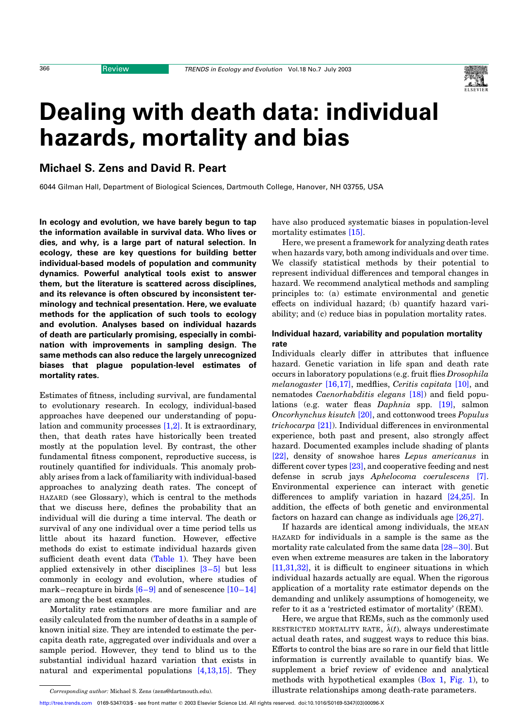# Dealing with death data: individual hazards, mortality and bias

## Michael S. Zens and David R. Peart

6044 Gilman Hall, Department of Biological Sciences, Dartmouth College, Hanover, NH 03755, USA

**In ecology and evolution, we have barely begun to tap the information available in survival data. Who lives or dies, and why, is a large part of natural selection. In ecology, these are key questions for building better individual-based models of population and community dynamics. Powerful analytical tools exist to answer them, but the literature is scattered across disciplines, and its relevance is often obscured by inconsistent terminology and technical presentation. Here, we evaluate methods for the application of such tools to ecology and evolution. Analyses based on individual hazards of death are particularly promising, especially in combination with improvements in sampling design. The same methods can also reduce the largely unrecognized biases that plague population-level estimates of mortality rates.**

Estimates of fitness, including survival, are fundamental to evolutionary research. In ecology, individual-based approaches have deepened our understanding of population and community processes [1,2]. It is extraordinary, then, that death rates have historically been treated mostly at the population level. By contrast, the other fundamental fitness component, reproductive success, is routinely quantified for individuals. This anomaly probably arises from a lack of familiarity with individual-based approaches to analyzing death rates. The concept of HAZARD (see Glossary), which is central to the methods that we discuss here, defines the probability that an individual will die during a time interval. The death or survival of any one individual over a time period tells us little about its hazard function. However, effective methods do exist to estimate individual hazards given sufficient death event data (Table 1). They have been applied extensively in other disciplines [3–5] but less commonly in ecology and evolution, where studies of mark–recapture in birds [6–9] and of senescence [10–14] are among the best examples.

Mortality rate estimators are more familiar and are easily calculated from the number of deaths in a sample of known initial size. They are intended to estimate the per-capita death rate, aggregated over individuals and over a sample period. However, they tend to blind us to the substantial individual hazard variation that exists in natural and experimental populations [4,13,15]. They have also produced systematic biases in population-level mortality estimates [15].

Here, we present a framework for analyzing death rates when hazards vary, both among individuals and over time. We classify statistical methods by their potential to represent individual differences and temporal changes in hazard. We recommend analytical methods and sampling principles to: (a) estimate environmental and genetic effects on individual hazard; (b) quantify hazard variability; and (c) reduce bias in population mortality rates.

### Individual hazard, variability and population mortality rate

Individuals clearly differ in attributes that influence hazard. Genetic variation in life span and death rate occurs in laboratory populations (e.g. fruit flies *Drosophila melanogaster* [16,17], medflies, *Ceritis capitata* [10], and nematodes *Caenorhabditis elegans* [18]) and field populations (e.g. water fleas *Daphnia* spp. [19], salmon *Oncorhynchus kisutch* [20], and cottonwood trees *Populus trichocarpa* [21]). Individual differences in environmental experience, both past and present, also strongly affect hazard. Documented examples include shading of plants [22], density of snowshoe hares *Lepus americanus* in different cover types [23], and cooperative feeding and nest defense in scrub jays *Aphelocoma coerulescens* [7]. Environmental experience can interact with genetic differences to amplify variation in hazard [24,25]. In addition, the effects of both genetic and environmental factors on hazard can change as individuals age [26,27].

If hazards are identical among individuals, the MEAN HAZARD for individuals in a sample is the same as the mortality rate calculated from the same data [28–30]. But even when extreme measures are taken in the laboratory [11,31,32], it is difficult to engineer situations in which individual hazards actually are equal. When the rigorous application of a mortality rate estimator depends on the demanding and unlikely assumptions of homogeneity, we refer to it as a 'restricted estimator of mortality' (REM).

Here, we argue that REMs, such as the commonly used RESTRICTED MORTALITY RATE, $\hat{\lambda}(t)$, always underestimate actual death rates, and suggest ways to reduce this bias. Efforts to control the bias are so rare in our field that little information is currently available to quantify bias. We supplement a brief review of evidence and analytical methods with hypothetical examples (Box 1, Fig. 1), to illustrate relationships among death-rate parameters.

*Corresponding author:* Michael S. Zens (zens@dartmouth.edu).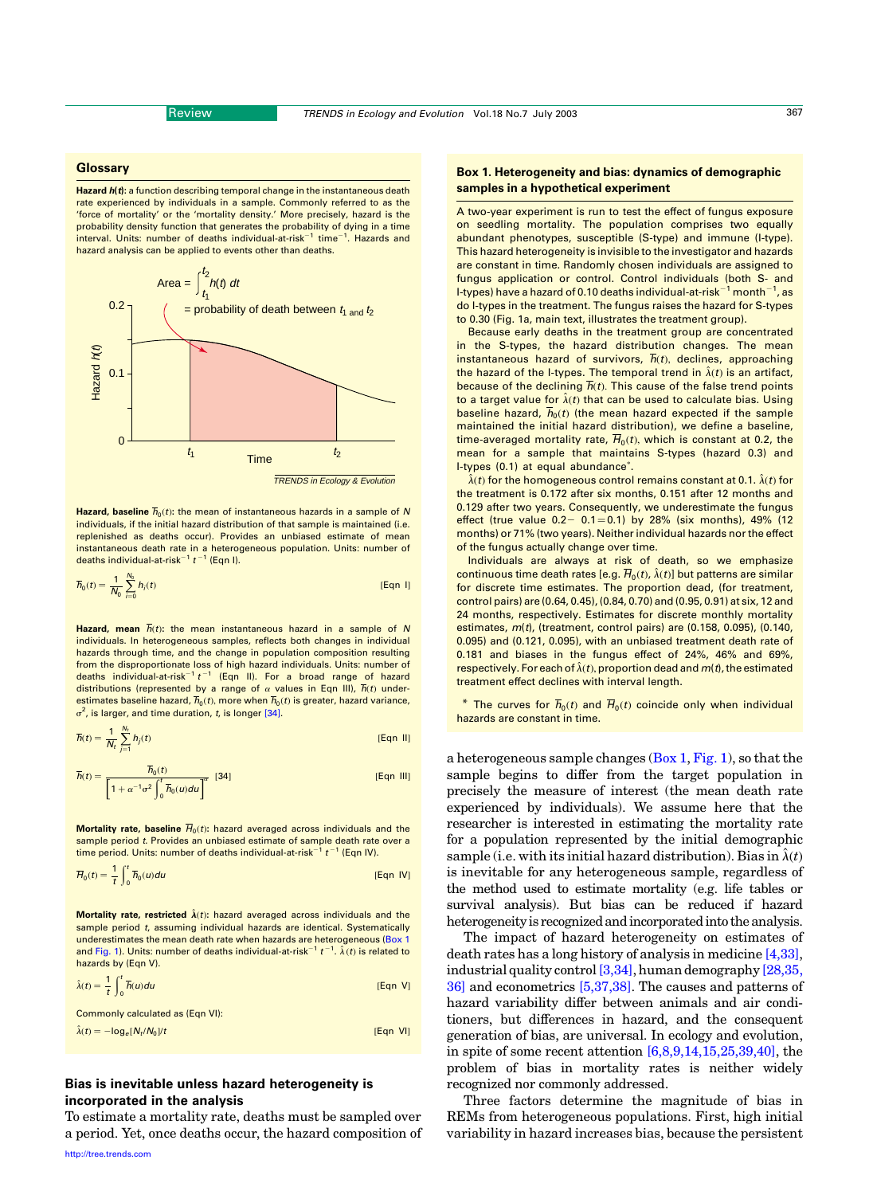## Glossary

**Hazard $h(t)$**: a function describing temporal change in the instantaneous death rate experienced by individuals in a sample. Commonly referred to as the 'force of mortality' or the 'mortality density.' More precisely, hazard is the probability density function that generates the probability of dying in a time interval. Units: number of deaths individual-at-risk$^{-1}$ time$^{-1}$. Hazards and hazard analysis can be applied to events other than deaths.

**Hazard, baseline $\bar{h}_0(t)$**: the mean of instantaneous hazards in a sample of $N$ individuals, if the initial hazard distribution of that sample is maintained (i.e. replenished as deaths occur). Provides an unbiased estimate of mean instantaneous death rate in a heterogeneous population. Units: number of deaths individual-at-risk$^{-1}$ $t^{-1}$ (Eqn I).

$$\bar{h}_0(t) = \frac{1}{N_0}\sum_{i=0}^{N_0} h_i(t) \qquad \text{[Eqn I]}$$

**Hazard, mean $\bar{h}(t)$**: the mean instantaneous hazard in a sample of $N$ individuals. In heterogeneous samples, reflects both changes in individual hazards through time, and the change in population composition resulting from the disproportionate loss of high hazard individuals. Units: number of deaths individual-at-risk$^{-1}$ $t^{-1}$ (Eqn II). For a broad range of hazard distributions (represented by a range of $\alpha$ values in Eqn III), $\bar{h}(t)$ underestimates baseline hazard, $\bar{h}_0(t)$, more when $\bar{h}_0(t)$ is greater, hazard variance, $\sigma^2$, is larger, and time duration, $t$, is longer [34].

$$\bar{h}(t) = \frac{1}{N_t}\sum_{j=1}^{N_t} h_j(t) \qquad \text{[Eqn II]}$$

$$\bar{h}(t) = \frac{\bar{h}_0(t)}{\left[1 + \alpha^{-1}\sigma^2 \int_0^t \bar{h}_0(u)du\right]^{\alpha}} \quad [34] \qquad \text{[Eqn III]}$$

**Mortality rate, baseline $\bar{H}_0(t)$**: hazard averaged across individuals and the sample period $t$. Provides an unbiased estimate of sample death rate over a time period. Units: number of deaths individual-at-risk$^{-1}$ $t^{-1}$ (Eqn IV).

$$\bar{H}_0(t) = \frac{1}{t}\int_0^t \bar{h}_0(u)du \qquad \text{[Eqn IV]}$$

**Mortality rate, restricted $\hat{\lambda}(t)$**: hazard averaged across individuals and the sample period $t$, assuming individual hazards are identical. Systematically underestimates the mean death rate when hazards are heterogeneous (Box 1 and Fig. 1). Units: number of deaths individual-at-risk$^{-1}$ $t^{-1}$. $\hat{\lambda}(t)$ is related to hazards by (Eqn V).

$$\hat{\lambda}(t) = \frac{1}{t}\int_0^t \bar{h}(u)du \qquad \text{[Eqn V]}$$

Commonly calculated as (Eqn VI):

$$\hat{\lambda}(t) = -\log_e[N_t/N_0]/t \qquad \text{[Eqn VI]}$$

## Bias is inevitable unless hazard heterogeneity is incorporated in the analysis

To estimate a mortality rate, deaths must be sampled over a period. Yet, once deaths occur, the hazard composition of a heterogeneous sample changes (Box 1, Fig. 1), so that the sample begins to differ from the target population in precisely the measure of interest (the mean death rate experienced by individuals). We assume here that the researcher is interested in estimating the mortality rate for a population represented by the initial demographic sample (i.e. with its initial hazard distribution). Bias in $\hat{\lambda}(t)$ is inevitable for any heterogeneous sample, regardless of the method used to estimate mortality (e.g. life tables or survival analysis). But bias can be reduced if hazard heterogeneity is recognized and incorporated into the analysis.

The impact of hazard heterogeneity on estimates of death rates has a long history of analysis in medicine [4,33], industrial quality control [3,34], human demography [28,35,36] and econometrics [5,37,38]. The causes and patterns of hazard variability differ between animals and air conditioners, but differences in hazard, and the consequent generation of bias, are universal. In ecology and evolution, in spite of some recent attention [6,8,9,14,15,25,39,40], the problem of bias in mortality rates is neither widely recognized nor commonly addressed.

Three factors determine the magnitude of bias in REMs from heterogeneous populations. First, high initial variability in hazard increases bias, because the persistent

### Box 1. Heterogeneity and bias: dynamics of demographic samples in a hypothetical experiment

A two-year experiment is run to test the effect of fungus exposure on seedling mortality. The population comprises two equally abundant phenotypes, susceptible (S-type) and immune (I-type). This hazard heterogeneity is invisible to the investigator and hazards are constant in time. Randomly chosen individuals are assigned to fungus application or control. Control individuals (both S- and I-types) have a hazard of 0.10 deaths individual-at-risk$^{-1}$ month$^{-1}$, as do I-types in the treatment. The fungus raises the hazard for S-types to 0.30 (Fig. 1a, main text, illustrates the treatment group).

Because early deaths in the treatment group are concentrated in the S-types, the hazard distribution changes. The mean instantaneous hazard of survivors, $\bar{h}(t)$, declines, approaching the hazard of the I-types. The temporal trend in $\hat{\lambda}(t)$ is an artifact, because of the declining $\bar{h}(t)$. This cause of the false trend points to a target value for $\hat{\lambda}(t)$ that can be used to calculate bias. Using baseline hazard, $\bar{h}_0(t)$ (the mean hazard expected if the sample maintained the initial hazard distribution), we define a baseline, time-averaged mortality rate, $\bar{H}_0(t)$, which is constant at 0.2, the mean for a sample that maintains S-types (hazard 0.3) and I-types (0.1) at equal abundance*.

$\hat{\lambda}(t)$ for the homogeneous control remains constant at 0.1. $\hat{\lambda}(t)$ for the treatment is 0.172 after six months, 0.151 after 12 months and 0.129 after two years. Consequently, we underestimate the fungus effect (true value 0.2− 0.1 = 0.1) by 28% (six months), 49% (12 months) or 71% (two years). Neither individual hazards nor the effect of the fungus actually change over time.

Individuals are always at risk of death, so we emphasize continuous time death rates [e.g. $\bar{H}_0(t)$, $\hat{\lambda}(t)$] but patterns are similar for discrete time estimates. The proportion dead, (for treatment, control pairs) are (0.64, 0.45), (0.84, 0.70) and (0.95, 0.91) at six, 12 and 24 months, respectively. Estimates for discrete monthly mortality estimates, $m(t)$, (treatment, control pairs) are (0.158, 0.095), (0.140, 0.095) and (0.121, 0.095), with an unbiased treatment death rate of 0.181 and biases in the fungus effect of 24%, 46% and 69%, respectively. For each of $\hat{\lambda}(t)$, proportion dead and $m(t)$, the estimated treatment effect declines with interval length.

\* The curves for $\bar{h}_0(t)$ and $\bar{H}_0(t)$ coincide only when individual hazards are constant in time.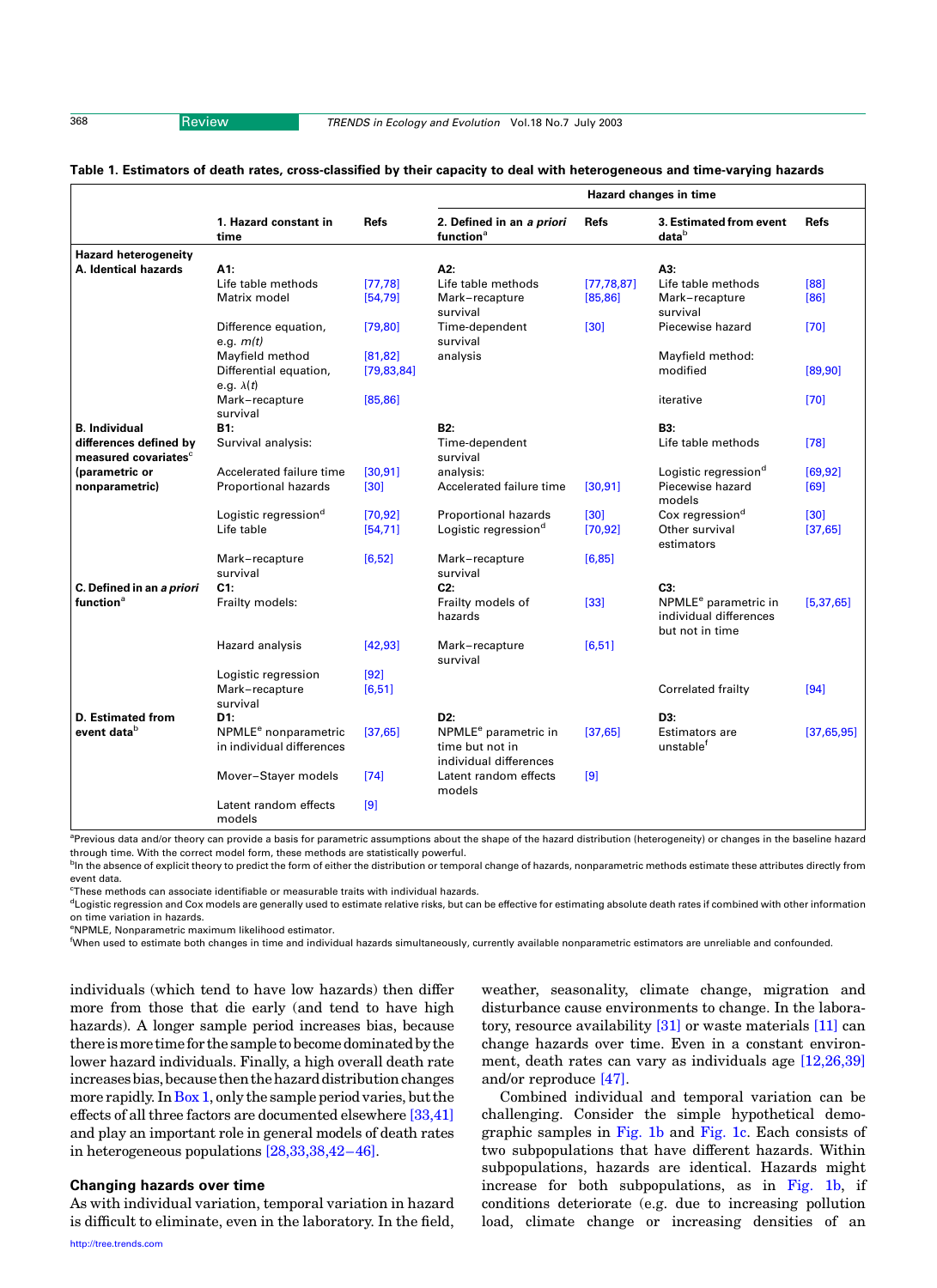**Table 1. Estimators of death rates, cross-classified by their capacity to deal with heterogeneous and time-varying hazards**

| | | | Hazard changes in time | | | |
|---|---|---|---|---|---|---|
| | 1. Hazard constant in time | Refs | 2. Defined in an *a priori* function[a] | Refs | 3. Estimated from event data[b] | Refs |
| **Hazard heterogeneity** | | | | | | |
| **A. Identical hazards** | **A1:** | | **A2:** | | **A3:** | |
| | Life table methods | [77,78] | Life table methods | [77,78,87] | Life table methods | [88] |
| | Matrix model | [54,79] | Mark–recapture survival | [85,86] | Mark–recapture survival | [86] |
| | Difference equation, e.g. $m(t)$ | [79,80] | Time-dependent survival analysis | [30] | Piecewise hazard | [70] |
| | Mayfield method | [81,82] | | | Mayfield method: | |
| | Differential equation, e.g. $\lambda(t)$ | [79,83,84] | | | modified | [89,90] |
| | Mark–recapture survival | [85,86] | | | iterative | [70] |
| **B. Individual differences defined by measured covariates[c] (parametric or nonparametric)** | **B1:** | | **B2:** | | **B3:** | |
| | Survival analysis: | | Time-dependent survival analysis: | | Life table methods | [78] |
| | Accelerated failure time | [30,91] | Accelerated failure time | [30,91] | Logistic regression[d] | [69,92] |
| | Proportional hazards | [30] | | | Piecewise hazard models | [69] |
| | Logistic regression[d] | [70,92] | Proportional hazards | [30] | Cox regression[d] | [30] |
| | Life table | [54,71] | Logistic regression[d] | [70,92] | Other survival estimators | [37,65] |
| | Mark–recapture survival | [6,52] | Mark–recapture survival | [6,85] | | |
| **C. Defined in an *a priori* function[a]** | **C1:** | | **C2:** | | **C3:** | |
| | Frailty models: | | Frailty models of hazards | [33] | NPMLE[e] parametric in individual differences but not in time | [5,37,65] |
| | Hazard analysis | [42,93] | Mark–recapture survival | [6,51] | | |
| | Logistic regression | [92] | | | | |
| | Mark–recapture survival | [6,51] | | | Correlated frailty | [94] |
| **D. Estimated from event data[b]** | **D1:** | | **D2:** | | **D3:** | |
| | NPMLE[e] nonparametric in individual differences | [37,65] | NPMLE[e] parametric in time but not in individual differences | [37,65] | Estimators are unstable[f] | [37,65,95] |
| | Mover–Stayer models | [74] | Latent random effects models | [9] | | |
| | Latent random effects models | [9] | | | | |

[a]Previous data and/or theory can provide a basis for parametric assumptions about the shape of the hazard distribution (heterogeneity) or changes in the baseline hazard through time. With the correct model form, these methods are statistically powerful.
[b]In the absence of explicit theory to predict the form of either the distribution or temporal change of hazards, nonparametric methods estimate these attributes directly from event data.
[c]These methods can associate identifiable or measurable traits with individual hazards.
[d]Logistic regression and Cox models are generally used to estimate relative risks, but can be effective for estimating absolute death rates if combined with other information on time variation in hazards.
[e]NPMLE, Nonparametric maximum likelihood estimator.
[f]When used to estimate both changes in time and individual hazards simultaneously, currently available nonparametric estimators are unreliable and confounded.

individuals (which tend to have low hazards) then differ more from those that die early (and tend to have high hazards). A longer sample period increases bias, because there is more time for the sample to become dominated by the lower hazard individuals. Finally, a high overall death rate increases bias, because then the hazard distribution changes more rapidly. In Box 1, only the sample period varies, but the effects of all three factors are documented elsewhere [33,41] and play an important role in general models of death rates in heterogeneous populations [28,33,38,42–46].

## Changing hazards over time

As with individual variation, temporal variation in hazard is difficult to eliminate, even in the laboratory. In the field, weather, seasonality, climate change, migration and disturbance cause environments to change. In the laboratory, resource availability [31] or waste materials [11] can change hazards over time. Even in a constant environment, death rates can vary as individuals age [12,26,39] and/or reproduce [47].

Combined individual and temporal variation can be challenging. Consider the simple hypothetical demographic samples in Fig. 1b and Fig. 1c. Each consists of two subpopulations that have different hazards. Within subpopulations, hazards are identical. Hazards might increase for both subpopulations, as in Fig. 1b, if conditions deteriorate (e.g. due to increasing pollution load, climate change or increasing densities of an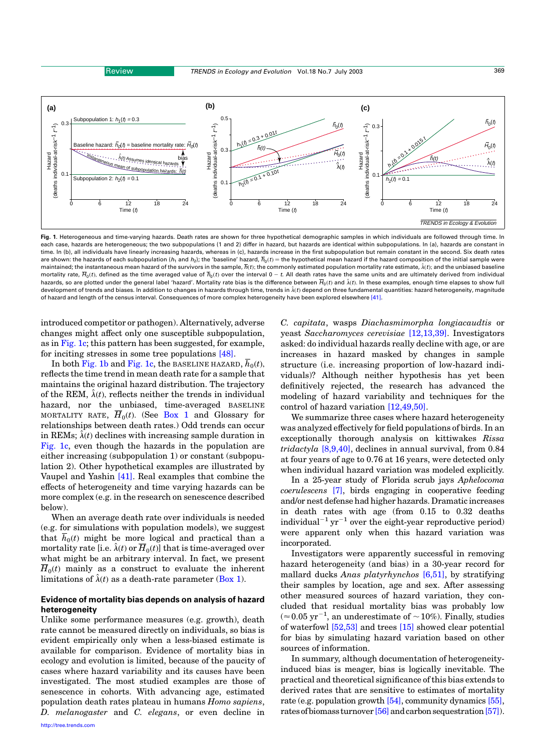**Fig. 1.** Heterogeneous and time-varying hazards. Death rates are shown for three hypothetical demographic samples in which individuals are followed through time. In each case, hazards are heterogeneous; the two subpopulations (1 and 2) differ in hazard, but hazards are identical within subpopulations. In (a), hazards are constant in time. In (b), all individuals have linearly increasing hazards, whereas in (c), hazards increase in the first subpopulation but remain constant in the second. Six death rates are shown: the hazards of each subpopulation ($h_1$ and $h_2$); the 'baseline' hazard, $\bar{h}_0(t)$ = the hypothetical mean hazard if the hazard composition of the initial sample were maintained; the instantaneous mean hazard of the survivors in the sample, $\bar{h}(t)$; the commonly estimated population mortality rate estimate, $\hat{\lambda}(t)$; and the unbiased baseline mortality rate, $\bar{H}_0(t)$, defined as the time averaged value of $\bar{h}_0(t)$ over the interval $0 - t$. All death rates have the same units and are ultimately derived from individual hazards, so are plotted under the general label 'hazard'. Mortality rate bias is the difference between $\bar{H}_0(t)$ and $\hat{\lambda}(t)$. In these examples, enough time elapses to show full development of trends and biases. In addition to changes in hazards through time, trends in $\hat{\lambda}(t)$ depend on three fundamental quantities: hazard heterogeneity, magnitude of hazard and length of the census interval. Consequences of more complex heterogeneity have been explored elsewhere [41].

introduced competitor or pathogen). Alternatively, adverse changes might affect only one susceptible subpopulation, as in Fig. 1c; this pattern has been suggested, for example, for inciting stresses in some tree populations [48].

In both Fig. 1b and Fig. 1c, the BASELINE HAZARD, $\bar{h}_0(t)$, reflects the time trend in mean death rate for a sample that maintains the original hazard distribution. The trajectory of the REM, $\hat{\lambda}(t)$, reflects neither the trends in individual hazard, nor the unbiased, time-averaged BASELINE MORTALITY RATE, $\bar{H}_0(t)$. (See Box 1 and Glossary for relationships between death rates.) Odd trends can occur in REMs; $\hat{\lambda}(t)$ declines with increasing sample duration in Fig. 1c, even though the hazards in the population are either increasing (subpopulation 1) or constant (subpopulation 2). Other hypothetical examples are illustrated by Vaupel and Yashin [41]. Real examples that combine the effects of heterogeneity and time varying hazards can be more complex (e.g. in the research on senescence described below).

When an average death rate over individuals is needed (e.g. for simulations with population models), we suggest that $\bar{h}_0(t)$ might be more logical and practical than a mortality rate [i.e. $\hat{\lambda}(t)$ or $\bar{H}_0(t)$] that is time-averaged over what might be an arbitrary interval. In fact, we present $\bar{H}_0(t)$ mainly as a construct to evaluate the inherent limitations of $\hat{\lambda}(t)$ as a death-rate parameter (Box 1).

## Evidence of mortality bias depends on analysis of hazard heterogeneity

Unlike some performance measures (e.g. growth), death rate cannot be measured directly on individuals, so bias is evident empirically only when a less-biased estimate is available for comparison. Evidence of mortality bias in ecology and evolution is limited, because of the paucity of cases where hazard variability and its causes have been investigated. The most studied examples are those of senescence in cohorts. With advancing age, estimated population death rates plateau in humans *Homo sapiens*, *D. melanogaster* and *C. elegans*, or even decline in *C. capitata*, wasps *Diachasmimorpha longiacaudtis* or yeast *Saccharomyces cerevisiae* [12,13,39]. Investigators asked: do individual hazards really decline with age, or are increases in hazard masked by changes in sample structure (i.e. increasing proportion of low-hazard individuals)? Although neither hypothesis has yet been definitively rejected, the research has advanced the modeling of hazard variability and techniques for the control of hazard variation [12,49,50].

We summarize three cases where hazard heterogeneity was analyzed effectively for field populations of birds. In an exceptionally thorough analysis on kittiwakes *Rissa tridactyla* [8,9,40], declines in annual survival, from 0.84 at four years of age to 0.76 at 16 years, were detected only when individual hazard variation was modeled explicitly.

In a 25-year study of Florida scrub jays *Aphelocoma coerulescens* [7], birds engaging in cooperative feeding and/or nest defense had higher hazards. Dramatic increases in death rates with age (from 0.15 to 0.32 deaths individual$^{-1}$ yr$^{-1}$ over the eight-year reproductive period) were apparent only when this hazard variation was incorporated.

Investigators were apparently successful in removing hazard heterogeneity (and bias) in a 30-year record for mallard ducks *Anas platyrhynchos* [6,51], by stratifying their samples by location, age and sex. After assessing other measured sources of hazard variation, they concluded that residual mortality bias was probably low ($\approx 0.05$ yr$^{-1}$, an underestimate of $\sim 10\%$). Finally, studies of waterfowl [52,53] and trees [15] showed clear potential for bias by simulating hazard variation based on other sources of information.

In summary, although documentation of heterogeneity-induced bias is meager, bias is logically inevitable. The practical and theoretical significance of this bias extends to derived rates that are sensitive to estimates of mortality rate (e.g. population growth [54], community dynamics [55], rates of biomass turnover [56] and carbon sequestration [57]).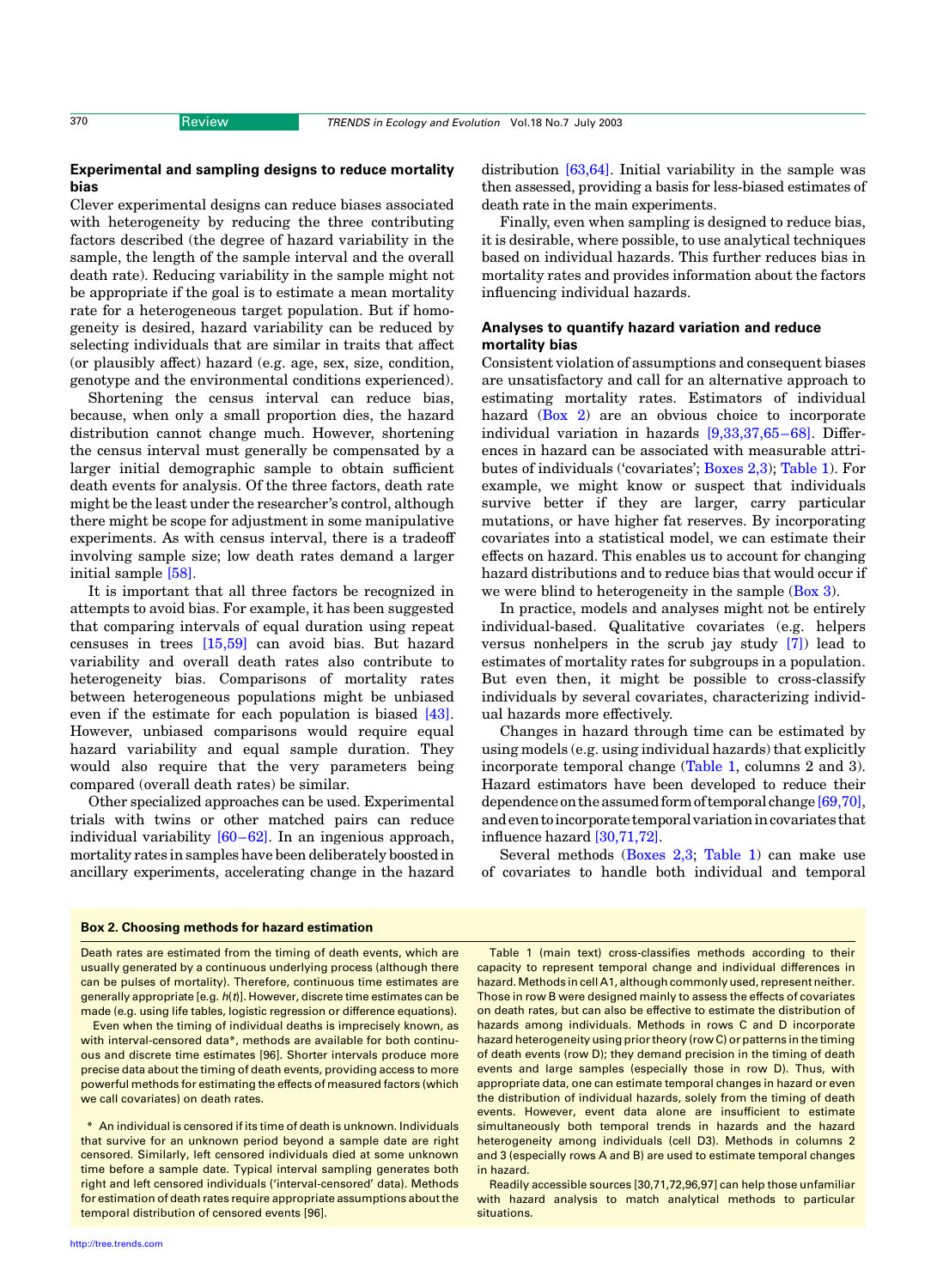## Experimental and sampling designs to reduce mortality bias

Clever experimental designs can reduce biases associated with heterogeneity by reducing the three contributing factors described (the degree of hazard variability in the sample, the length of the sample interval and the overall death rate). Reducing variability in the sample might not be appropriate if the goal is to estimate a mean mortality rate for a heterogeneous target population. But if homogeneity is desired, hazard variability can be reduced by selecting individuals that are similar in traits that affect (or plausibly affect) hazard (e.g. age, sex, size, condition, genotype and the environmental conditions experienced).

Shortening the census interval can reduce bias, because, when only a small proportion dies, the hazard distribution cannot change much. However, shortening the census interval must generally be compensated by a larger initial demographic sample to obtain sufficient death events for analysis. Of the three factors, death rate might be the least under the researcher's control, although there might be scope for adjustment in some manipulative experiments. As with census interval, there is a tradeoff involving sample size; low death rates demand a larger initial sample [58].

It is important that all three factors be recognized in attempts to avoid bias. For example, it has been suggested that comparing intervals of equal duration using repeat censuses in trees [15,59] can avoid bias. But hazard variability and overall death rates also contribute to heterogeneity bias. Comparisons of mortality rates between heterogeneous populations might be unbiased even if the estimate for each population is biased [43]. However, unbiased comparisons would require equal hazard variability and equal sample duration. They would also require that the very parameters being compared (overall death rates) be similar.

Other specialized approaches can be used. Experimental trials with twins or other matched pairs can reduce individual variability [60–62]. In an ingenious approach, mortality rates in samples have been deliberately boosted in ancillary experiments, accelerating change in the hazard distribution [63,64]. Initial variability in the sample was then assessed, providing a basis for less-biased estimates of death rate in the main experiments.

Finally, even when sampling is designed to reduce bias, it is desirable, where possible, to use analytical techniques based on individual hazards. This further reduces bias in mortality rates and provides information about the factors influencing individual hazards.

## Analyses to quantify hazard variation and reduce mortality bias

Consistent violation of assumptions and consequent biases are unsatisfactory and call for an alternative approach to estimating mortality rates. Estimators of individual hazard (Box 2) are an obvious choice to incorporate individual variation in hazards [9,33,37,65–68]. Differences in hazard can be associated with measurable attributes of individuals ('covariates'; Boxes 2,3); Table 1). For example, we might know or suspect that individuals survive better if they are larger, carry particular mutations, or have higher fat reserves. By incorporating covariates into a statistical model, we can estimate their effects on hazard. This enables us to account for changing hazard distributions and to reduce bias that would occur if we were blind to heterogeneity in the sample (Box 3).

In practice, models and analyses might not be entirely individual-based. Qualitative covariates (e.g. helpers versus nonhelpers in the scrub jay study [7]) lead to estimates of mortality rates for subgroups in a population. But even then, it might be possible to cross-classify individuals by several covariates, characterizing individual hazards more effectively.

Changes in hazard through time can be estimated by using models (e.g. using individual hazards) that explicitly incorporate temporal change (Table 1, columns 2 and 3). Hazard estimators have been developed to reduce their dependence on the assumed form of temporal change [69,70], and even to incorporate temporal variation in covariates that influence hazard [30,71,72].

Several methods (Boxes 2,3; Table 1) can make use of covariates to handle both individual and temporal

### Box 2. Choosing methods for hazard estimation

Death rates are estimated from the timing of death events, which are usually generated by a continuous underlying process (although there can be pulses of mortality). Therefore, continuous time estimates are generally appropriate [e.g. $h(t)$]. However, discrete time estimates can be made (e.g. using life tables, logistic regression or difference equations).

Even when the timing of individual deaths is imprecisely known, as with interval-censored data*, methods are available for both continuous and discrete time estimates [96]. Shorter intervals produce more precise data about the timing of death events, providing access to more powerful methods for estimating the effects of measured factors (which we call covariates) on death rates.

Table 1 (main text) cross-classifies methods according to their capacity to represent temporal change and individual differences in hazard. Methods in cell A1, although commonly used, represent neither. Those in row B were designed mainly to assess the effects of covariates on death rates, but can also be effective to estimate the distribution of hazards among individuals. Methods in rows C and D incorporate hazard heterogeneity using prior theory (row C) or patterns in the timing of death events (row D); they demand precision in the timing of death events and large samples (especially those in row D). Thus, with appropriate data, one can estimate temporal changes in hazard or even the distribution of individual hazards, solely from the timing of death events. However, event data alone are insufficient to estimate simultaneously both temporal trends in hazards and the hazard heterogeneity among individuals (cell D3). Methods in columns 2 and 3 (especially rows A and B) are used to estimate temporal changes in hazard.

Readily accessible sources [30,71,72,96,97] can help those unfamiliar with hazard analysis to match analytical methods to particular situations.

* An individual is censored if its time of death is unknown. Individuals that survive for an unknown period beyond a sample date are right censored. Similarly, left censored individuals died at some unknown time before a sample date. Typical interval sampling generates both right and left censored individuals ('interval-censored' data). Methods for estimation of death rates require appropriate assumptions about the temporal distribution of censored events [96].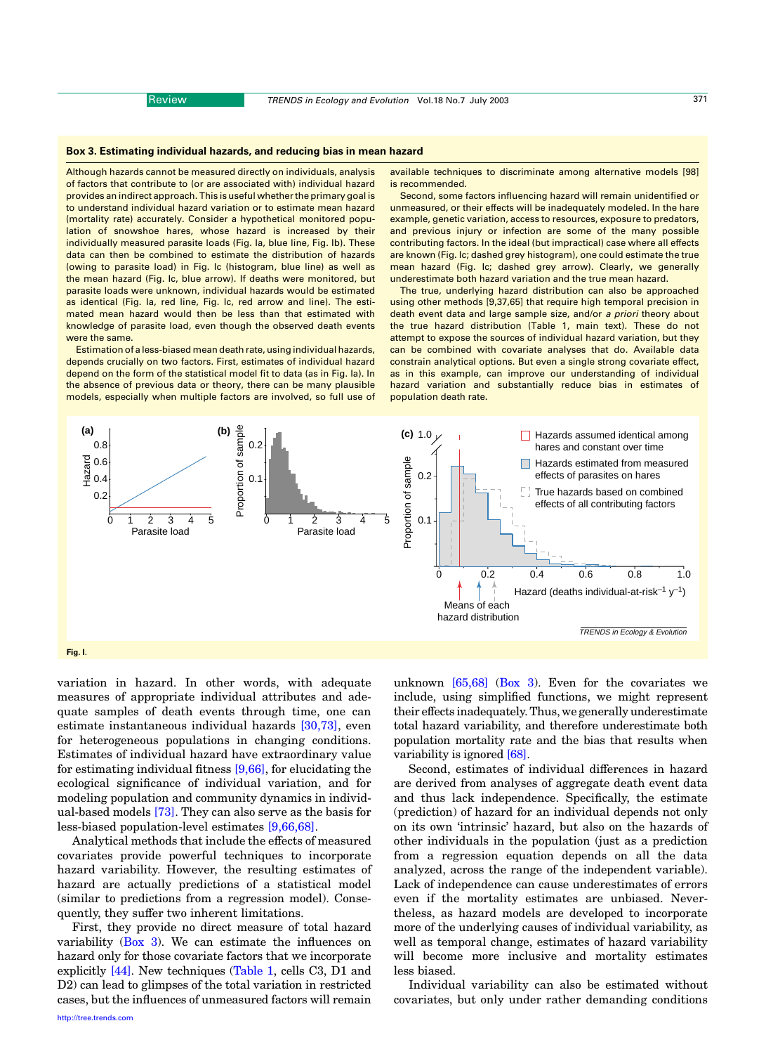### Box 3. Estimating individual hazards, and reducing bias in mean hazard

Although hazards cannot be measured directly on individuals, analysis of factors that contribute to (or are associated with) individual hazard provides an indirect approach. This is useful whether the primary goal is to understand individual hazard variation or to estimate mean hazard (mortality rate) accurately. Consider a hypothetical monitored population of snowshoe hares, whose hazard is increased by their individually measured parasite loads (Fig. Ia, blue line, Fig. Ib). These data can then be combined to estimate the distribution of hazards (owing to parasite load) in Fig. Ic (histogram, blue line) as well as the mean hazard (Fig. Ic, blue arrow). If deaths were monitored, but parasite loads were unknown, individual hazards would be estimated as identical (Fig. Ia, red line, Fig. Ic, red arrow and line). The estimated mean hazard would then be less than that estimated with knowledge of parasite load, even though the observed death events were the same.

Estimation of a less-biased mean death rate, using individual hazards, depends crucially on two factors. First, estimates of individual hazard depend on the form of the statistical model fit to data (as in Fig. Ia). In the absence of previous data or theory, there can be many plausible models, especially when multiple factors are involved, so full use of available techniques to discriminate among alternative models [98] is recommended.

Second, some factors influencing hazard will remain unidentified or unmeasured, or their effects will be inadequately modeled. In the hare example, genetic variation, access to resources, exposure to predators, and previous injury or infection are some of the many possible contributing factors. In the ideal (but impractical) case where all effects are known (Fig. Ic; dashed grey histogram), one could estimate the true mean hazard (Fig. Ic; dashed grey arrow). Clearly, we generally underestimate both hazard variation and the true mean hazard.

The true, underlying hazard distribution can also be approached using other methods [9,37,65] that require high temporal precision in death event data and large sample size, and/or *a priori* theory about the true hazard distribution (Table 1, main text). These do not attempt to expose the sources of individual hazard variation, but they can be combined with covariate analyses that do. Available data constrain analytical options. But even a single strong covariate effect, as in this example, can improve our understanding of individual hazard variation and substantially reduce bias in estimates of population death rate.

Fig. I.

variation in hazard. In other words, with adequate measures of appropriate individual attributes and adequate samples of death events through time, one can estimate instantaneous individual hazards [30,73], even for heterogeneous populations in changing conditions. Estimates of individual hazard have extraordinary value for estimating individual fitness [9,66], for elucidating the ecological significance of individual variation, and for modeling population and community dynamics in individual-based models [73]. They can also serve as the basis for less-biased population-level estimates [9,66,68].

Analytical methods that include the effects of measured covariates provide powerful techniques to incorporate hazard variability. However, the resulting estimates of hazard are actually predictions of a statistical model (similar to predictions from a regression model). Consequently, they suffer two inherent limitations.

First, they provide no direct measure of total hazard variability (Box 3). We can estimate the influences on hazard only for those covariate factors that we incorporate explicitly [44]. New techniques (Table 1, cells C3, D1 and D2) can lead to glimpses of the total variation in restricted cases, but the influences of unmeasured factors will remain unknown [65,68] (Box 3). Even for the covariates we include, using simplified functions, we might represent their effects inadequately. Thus, we generally underestimate total hazard variability, and therefore underestimate both population mortality rate and the bias that results when variability is ignored [68].

Second, estimates of individual differences in hazard are derived from analyses of aggregate death event data and thus lack independence. Specifically, the estimate (prediction) of hazard for an individual depends not only on its own 'intrinsic' hazard, but also on the hazards of other individuals in the population (just as a prediction from a regression equation depends on all the data analyzed, across the range of the independent variable). Lack of independence can cause underestimates of errors even if the mortality estimates are unbiased. Nevertheless, as hazard models are developed to incorporate more of the underlying causes of individual variability, as well as temporal change, estimates of hazard variability will become more inclusive and mortality estimates less biased.

Individual variability can also be estimated without covariates, but only under rather demanding conditions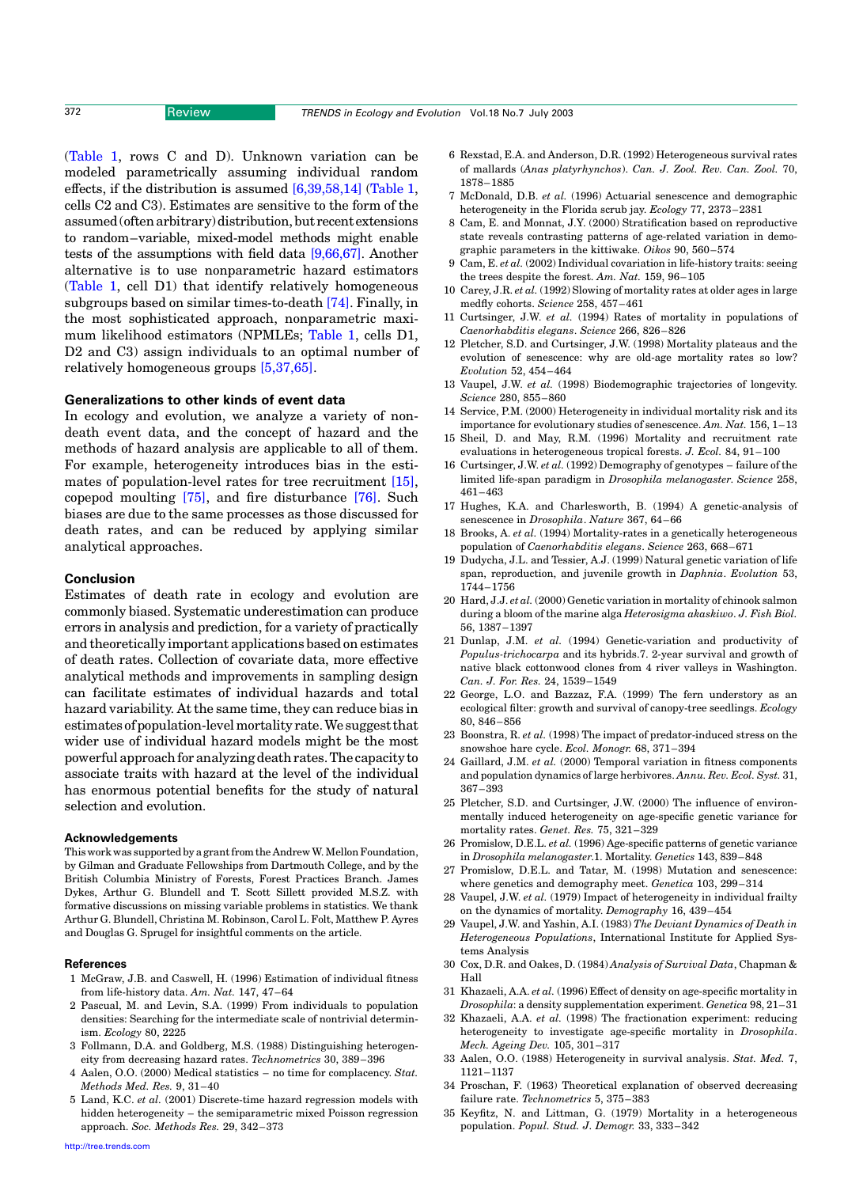(Table 1, rows C and D). Unknown variation can be modeled parametrically assuming individual random effects, if the distribution is assumed [6,39,58,14] (Table 1, cells C2 and C3). Estimates are sensitive to the form of the assumed (often arbitrary) distribution, but recent extensions to random–variable, mixed-model methods might enable tests of the assumptions with field data [9,66,67]. Another alternative is to use nonparametric hazard estimators (Table 1, cell D1) that identify relatively homogeneous subgroups based on similar times-to-death [74]. Finally, in the most sophisticated approach, nonparametric maximum likelihood estimators (NPMLEs; Table 1, cells D1, D2 and C3) assign individuals to an optimal number of relatively homogeneous groups [5,37,65].

### Generalizations to other kinds of event data

In ecology and evolution, we analyze a variety of non-death event data, and the concept of hazard and the methods of hazard analysis are applicable to all of them. For example, heterogeneity introduces bias in the estimates of population-level rates for tree recruitment [15], copepod moulting [75], and fire disturbance [76]. Such biases are due to the same processes as those discussed for death rates, and can be reduced by applying similar analytical approaches.

### Conclusion

Estimates of death rate in ecology and evolution are commonly biased. Systematic underestimation can produce errors in analysis and prediction, for a variety of practically and theoretically important applications based on estimates of death rates. Collection of covariate data, more effective analytical methods and improvements in sampling design can facilitate estimates of individual hazards and total hazard variability. At the same time, they can reduce bias in estimates of population-level mortality rate. We suggest that wider use of individual hazard models might be the most powerful approach for analyzing death rates. The capacity to associate traits with hazard at the level of the individual has enormous potential benefits for the study of natural selection and evolution.

#### Acknowledgements

This work was supported by a grant from the Andrew W. Mellon Foundation, by Gilman and Graduate Fellowships from Dartmouth College, and by the British Columbia Ministry of Forests, Forest Practices Branch. James Dykes, Arthur G. Blundell and T. Scott Sillett provided M.S.Z. with formative discussions on missing variable problems in statistics. We thank Arthur G. Blundell, Christina M. Robinson, Carol L. Folt, Matthew P. Ayres and Douglas G. Sprugel for insightful comments on the article.

#### References

1 McGraw, J.B. and Caswell, H. (1996) Estimation of individual fitness from life-history data. *Am. Nat.* 147, 47–64

2 Pascual, M. and Levin, S.A. (1999) From individuals to population densities: Searching for the intermediate scale of nontrivial determinism. *Ecology* 80, 2225

3 Follmann, D.A. and Goldberg, M.S. (1988) Distinguishing heterogeneity from decreasing hazard rates. *Technometrics* 30, 389–396

4 Aalen, O.O. (2000) Medical statistics – no time for complacency. *Stat. Methods Med. Res.* 9, 31–40

5 Land, K.C. *et al.* (2001) Discrete-time hazard regression models with hidden heterogeneity – the semiparametric mixed Poisson regression approach. *Soc. Methods Res.* 29, 342–373

6 Rexstad, E.A. and Anderson, D.R. (1992) Heterogeneous survival rates of mallards (*Anas platyrhynchos*). *Can. J. Zool. Rev. Can. Zool.* 70, 1878–1885

7 McDonald, D.B. *et al.* (1996) Actuarial senescence and demographic heterogeneity in the Florida scrub jay. *Ecology* 77, 2373–2381

8 Cam, E. and Monnat, J.Y. (2000) Stratification based on reproductive state reveals contrasting patterns of age-related variation in demographic parameters in the kittiwake. *Oikos* 90, 560–574

9 Cam, E. *et al.* (2002) Individual covariation in life-history traits: seeing the trees despite the forest. *Am. Nat.* 159, 96–105

10 Carey, J.R. *et al.* (1992) Slowing of mortality rates at older ages in large medfly cohorts. *Science* 258, 457–461

11 Curtsinger, J.W. *et al.* (1994) Rates of mortality in populations of *Caenorhabditis elegans*. *Science* 266, 826–826

12 Pletcher, S.D. and Curtsinger, J.W. (1998) Mortality plateaus and the evolution of senescence: why are old-age mortality rates so low? *Evolution* 52, 454–464

13 Vaupel, J.W. *et al.* (1998) Biodemographic trajectories of longevity. *Science* 280, 855–860

14 Service, P.M. (2000) Heterogeneity in individual mortality risk and its importance for evolutionary studies of senescence. *Am. Nat.* 156, 1–13

15 Sheil, D. and May, R.M. (1996) Mortality and recruitment rate evaluations in heterogeneous tropical forests. *J. Ecol.* 84, 91–100

16 Curtsinger, J.W. *et al.* (1992) Demography of genotypes – failure of the limited life-span paradigm in *Drosophila melanogaster*. *Science* 258, 461–463

17 Hughes, K.A. and Charlesworth, B. (1994) A genetic-analysis of senescence in *Drosophila*. *Nature* 367, 64–66

18 Brooks, A. *et al.* (1994) Mortality-rates in a genetically heterogeneous population of *Caenorhabditis elegans*. *Science* 263, 668–671

19 Dudycha, J.L. and Tessier, A.J. (1999) Natural genetic variation of life span, reproduction, and juvenile growth in *Daphnia*. *Evolution* 53, 1744–1756

20 Hard, J.J. *et al.* (2000) Genetic variation in mortality of chinook salmon during a bloom of the marine alga *Heterosigma akaskiwo*. *J. Fish Biol.* 56, 1387–1397

21 Dunlap, J.M. *et al.* (1994) Genetic-variation and productivity of *Populus-trichocarpa* and its hybrids.7. 2-year survival and growth of native black cottonwood clones from 4 river valleys in Washington. *Can. J. For. Res.* 24, 1539–1549

22 George, L.O. and Bazzaz, F.A. (1999) The fern understory as an ecological filter: growth and survival of canopy-tree seedlings. *Ecology* 80, 846–856

23 Boonstra, R. *et al.* (1998) The impact of predator-induced stress on the snowshoe hare cycle. *Ecol. Monogr.* 68, 371–394

24 Gaillard, J.M. *et al.* (2000) Temporal variation in fitness components and population dynamics of large herbivores. *Annu. Rev. Ecol. Syst.* 31, 367–393

25 Pletcher, S.D. and Curtsinger, J.W. (2000) The influence of environmentally induced heterogeneity on age-specific genetic variance for mortality rates. *Genet. Res.* 75, 321–329

26 Promislow, D.E.L. *et al.* (1996) Age-specific patterns of genetic variance in *Drosophila melanogaster*.1. Mortality. *Genetics* 143, 839–848

27 Promislow, D.E.L. and Tatar, M. (1998) Mutation and senescence: where genetics and demography meet. *Genetica* 103, 299–314

28 Vaupel, J.W. *et al.* (1979) Impact of heterogeneity in individual frailty on the dynamics of mortality. *Demography* 16, 439–454

29 Vaupel, J.W. and Yashin, A.I. (1983) *The Deviant Dynamics of Death in Heterogeneous Populations*, International Institute for Applied Systems Analysis

30 Cox, D.R. and Oakes, D. (1984) *Analysis of Survival Data*, Chapman & Hall

31 Khazaeli, A.A. *et al.* (1996) Effect of density on age-specific mortality in *Drosophila*: a density supplementation experiment. *Genetica* 98, 21–31

32 Khazaeli, A.A. *et al.* (1998) The fractionation experiment: reducing heterogeneity to investigate age-specific mortality in *Drosophila*. *Mech. Ageing Dev.* 105, 301–317

33 Aalen, O.O. (1988) Heterogeneity in survival analysis. *Stat. Med.* 7, 1121–1137

34 Proschan, F. (1963) Theoretical explanation of observed decreasing failure rate. *Technometrics* 5, 375–383

35 Keyfitz, N. and Littman, G. (1979) Mortality in a heterogeneous population. *Popul. Stud. J. Demogr.* 33, 333–342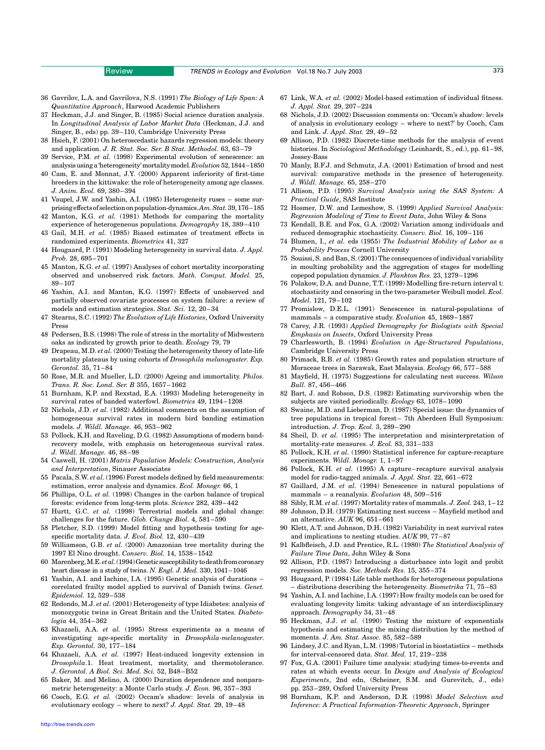36 Gavrilov, L.A. and Gavrilova, N.S. (1991) *The Biology of Life Span: A Quantitative Approach*, Harwood Academic Publishers

37 Heckman, J.J. and Singer, B. (1985) Social science duration analysis. In *Longitudinal Analysis of Labor Market Data* (Heckman, J.J. and Singer, B., eds) pp. 39–110, Cambridge University Press

38 Hsieh, F. (2001) On heteroscedastic hazards regression models: theory and application. *J. R. Stat. Soc. Ser. B Stat. Methodol.* 63, 63–79

39 Service, P.M. *et al.* (1998) Experimental evolution of senescence: an analysis using a 'heterogeneity' mortality model. *Evolution* 52, 1844–1850

40 Cam, E. and Monnat, J.Y. (2000) Apparent inferiority of first-time breeders in the kittiwake: the role of heterogeneity among age classes. *J. Anim. Ecol.* 69, 380–394

41 Vaupel, J.W. and Yashin, A.I. (1985) Heterogeneity ruses – some surprising effects of selection on population-dynamics. *Am. Stat.* 39, 176–185

42 Manton, K.G. *et al.* (1981) Methods for comparing the mortality experience of heterogeneous populations. *Demography* 18, 389–410

43 Gail, M.H. *et al.* (1985) Biased estimates of treatment effects in randomized experiments. *Biometrics* 41, 327

44 Hougaard, P. (1991) Modeling heterogeneity in survival data. *J. Appl. Prob.* 28, 695–701

45 Manton, K.G. *et al.* (1997) Analyses of cohort mortality incorporating observed and unobserved risk factors. *Math. Comput. Model.* 25, 89–107

46 Yashin, A.I. and Manton, K.G. (1997) Effects of unobserved and partially observed covariate processes on system failure: a review of models and estimation strategies. *Stat. Sci.* 12, 20–34

47 Stearns, S.C. (1992) *The Evolution of Life Histories*, Oxford University Press

48 Pedersen, B.S. (1998) The role of stress in the mortality of Midwestern oaks as indicated by growth prior to death. *Ecology* 79, 79

49 Drapeau, M.D. *et al.* (2000) Testing the heterogeneity theory of late-life mortality plateaus by using cohorts of *Drosophila melanogaster*. *Exp. Gerontol.* 35, 71–84

50 Rose, M.R. and Mueller, L.D. (2000) Ageing and immortality. *Philos. Trans. R. Soc. Lond. Ser. B* 355, 1657–1662

51 Burnham, K.P. and Rexstad, E.A. (1993) Modeling heterogeneity in survival rates of banded waterfowl. *Biometrics* 49, 1194–1208

52 Nichols, J.D. *et al.* (1982) Additional comments on the assumption of homogeneous survival rates in modern bird banding estimation models. *J. Wildl. Manage.* 46, 953–962

53 Pollock, K.H. and Raveling, D.G. (1982) Assumptions of modern band-recovery models, with emphasis on heterogeneous survival rates. *J. Wildl. Manage.* 46, 88–98

54 Caswell, H. (2001) *Matrix Population Models: Construction, Analysis and Interpretation*, Sinauer Associates

55 Pacala, S.W. *et al.* (1996) Forest models defined by field measurements: estimation, error analysis and dynamics. *Ecol. Monogr.* 66, 1

56 Phillips, O.L. *et al.* (1998) Changes in the carbon balance of tropical forests: evidence from long-term plots. *Science* 282, 439–442

57 Hurtt, G.C. *et al.* (1998) Terrestrial models and global change: challenges for the future. *Glob. Change Biol.* 4, 581–590

58 Pletcher, S.D. (1999) Model fitting and hypothesis testing for age-specific mortality data. *J. Evol. Biol.* 12, 430–439

59 Williamson, G.B. *et al.* (2000) Amazonian tree mortality during the 1997 El Nino drought. *Conserv. Biol.* 14, 1538–1542

60 Marenberg, M.E. *et al.* (1994) Genetic susceptibility to death from coronary heart disease in a study of twins. *N. Engl. J. Med.* 330, 1041–1046

61 Yashin, A.I. and Iachine, I.A. (1995) Genetic analysis of durations – correlated frailty model applied to survival of Danish twins. *Genet. Epidemiol.* 12, 529–538

62 Redondo, M.J. *et al.* (2001) Heterogeneity of type Idiabetes: analysis of monozygotic twins in Great Britain and the United States. *Diabetologia* 44, 354–362

63 Khazaeli, A.A. *et al.* (1995) Stress experiments as a means of investigating age-specific mortality in *Drosophila-melanogaster*. *Exp. Gerontol.* 30, 177–184

64 Khazaeli, A.A. *et al.* (1997) Heat-induced longevity extension in *Drosophila*.1. Heat treatment, mortality, and thermotolerance. *J. Gerontol. A Biol. Sci. Med. Sci.* 52, B48–B52

65 Baker, M. and Melino, A. (2000) Duration dependence and nonparametric heterogeneity: a Monte Carlo study. *J. Econ.* 96, 357–393

66 Cooch, E.G. *et al.* (2002) Occam's shadow: levels of analysis in evolutionary ecology – where to next? *J. Appl. Stat.* 29, 19–48

67 Link, W.A. *et al.* (2002) Model-based estimation of individual fitness. *J. Appl. Stat.* 29, 207–224

68 Nichols, J.D. (2002) Discussion comments on: 'Occam's shadow: levels of analysis in evolutionary ecology – where to next?' by Cooch, Cam and Link. *J. Appl. Stat.* 29, 49–52

69 Allison, P.D. (1982) Discrete-time methods for the analysis of event histories. In *Sociological Methodology* (Leinhardt, S., ed.), pp. 61–98, Jossey-Bass

70 Manly, B.F.J. and Schmutz, J.A. (2001) Estimation of brood and nest survival: comparative methods in the presence of heterogeneity. *J. Wildl. Manage.* 65, 258–270

71 Allison, P.D. (1995) *Survival Analysis using the SAS System: A Practical Guide*, SAS Institute

72 Hosmer, D.W. and Lemeshow, S. (1999) *Applied Survival Analysis: Regression Modeling of Time to Event Data*, John Wiley & Sons

73 Kendall, B.E. and Fox, G.A. (2002) Variation among individuals and reduced demographic stochasticity. *Conserv. Biol.* 16, 109–116

74 Blumen, I., *et al.* eds (1955) *The Industrial Mobility of Labor as a Probability Process* Cornell University

75 Souissi, S. and Ban, S. (2001) The consequences of individual variability in moulting probability and the aggregation of stages for modelling copepod population dynamics. *J. Plankton Res.* 23, 1279–1296

76 Polakow, D.A. and Dunne, T.T. (1999) Modelling fire-return interval t: stochasticity and censoring in the two-parameter Weibull model. *Ecol. Model.* 121, 79–102

77 Promislow, D.E.L. (1991) Senescence in natural-populations of mammals – a comparative study. *Evolution* 45, 1869–1887

78 Carey, J.R. (1993) *Applied Demography for Biologists with Special Emphasis on Insects*, Oxford University Press

79 Charlesworth, B. (1994) *Evolution in Age-Structured Populations*, Cambridge University Press

80 Primack, R.B. *et al.* (1985) Growth rates and population structure of Moraceae trees in Sarawak, East Malaysia. *Ecology* 66, 577–588

81 Mayfield, H. (1975) Suggestions for calculating nest success. *Wilson Bull.* 87, 456–466

82 Bart, J. and Robson, D.S. (1982) Estimating survivorship when the subjects are visited periodically. *Ecology* 63, 1078–1090

83 Swaine, M.D. and Lieberman, D. (1987) Special issue: the dynamics of tree populations in tropical forest– 7th Aberdeen Hull Symposium: introduction. *J. Trop. Ecol.* 3, 289–290

84 Sheil, D. *et al.* (1995) The interpretation and misinterpretation of mortality-rate measures. *J. Ecol.* 83, 331–333

85 Pollock, K.H. *et al.* (1990) Statistical inference for capture-recapture experiments. *Wildl. Monogr.* 1, 1–97

86 Pollock, K.H. *et al.* (1995) A capture–recapture survival analysis model for radio-tagged animals. *J. Appl. Stat.* 22, 661–672

87 Gaillard, J.M. *et al.* (1994) Senescence in natural populations of mammals – a reanalysis. *Evolution* 48, 509–516

88 Sibly, R.M. *et al.* (1997) Mortality rates of mammals. *J. Zool.* 243, 1–12

89 Johnson, D.H. (1979) Estimating nest success – Mayfield method and an alternative. *AUK* 96, 651–661

90 Klett, A.T. and Johnson, D.H. (1982) Variability in nest survival rates and implications to nesting studies. *AUK* 99, 77–87

91 Kalbfleisch, J.D. and Prentice, R.L. (1980) *The Statistical Analysis of Failure Time Data*, John Wiley & Sons

92 Allison, P.D. (1987) Introducing a disturbance into logit and probit regression models. *Soc. Methods Res.* 15, 355–374

93 Hougaard, P. (1984) Life table methods for heterogeneous populations – distributions describing the heterogeneity. *Biometrika* 71, 75–83

94 Yashin, A.I. and Iachine, I.A. (1997) How frailty models can be used for evaluating longevity limits: taking advantage of an interdisciplinary approach. *Demography* 34, 31–48

95 Heckman, J.J. *et al.* (1990) Testing the mixture of exponentials hypothesis and estimating the mixing distribution by the method of moments. *J. Am. Stat. Assoc.* 85, 582–589

96 Lindsey, J.C. and Ryan, L.M. (1998) Tutorial in biostatistics – methods for interval-censored data. *Stat. Med.* 17, 219–238

97 Fox, G.A. (2001) Failure time analysis: studying times-to-events and rates at which events occur. In *Design and Analysis of Ecological Experiments*, 2nd edn, (Scheiner, S.M. and Gurevitch, J., eds) pp. 253–289, Oxford University Press

98 Burnham, K.P. and Anderson, D.R. (1998) *Model Selection and Inference: A Practical Information-Theoretic Approach*, Springer